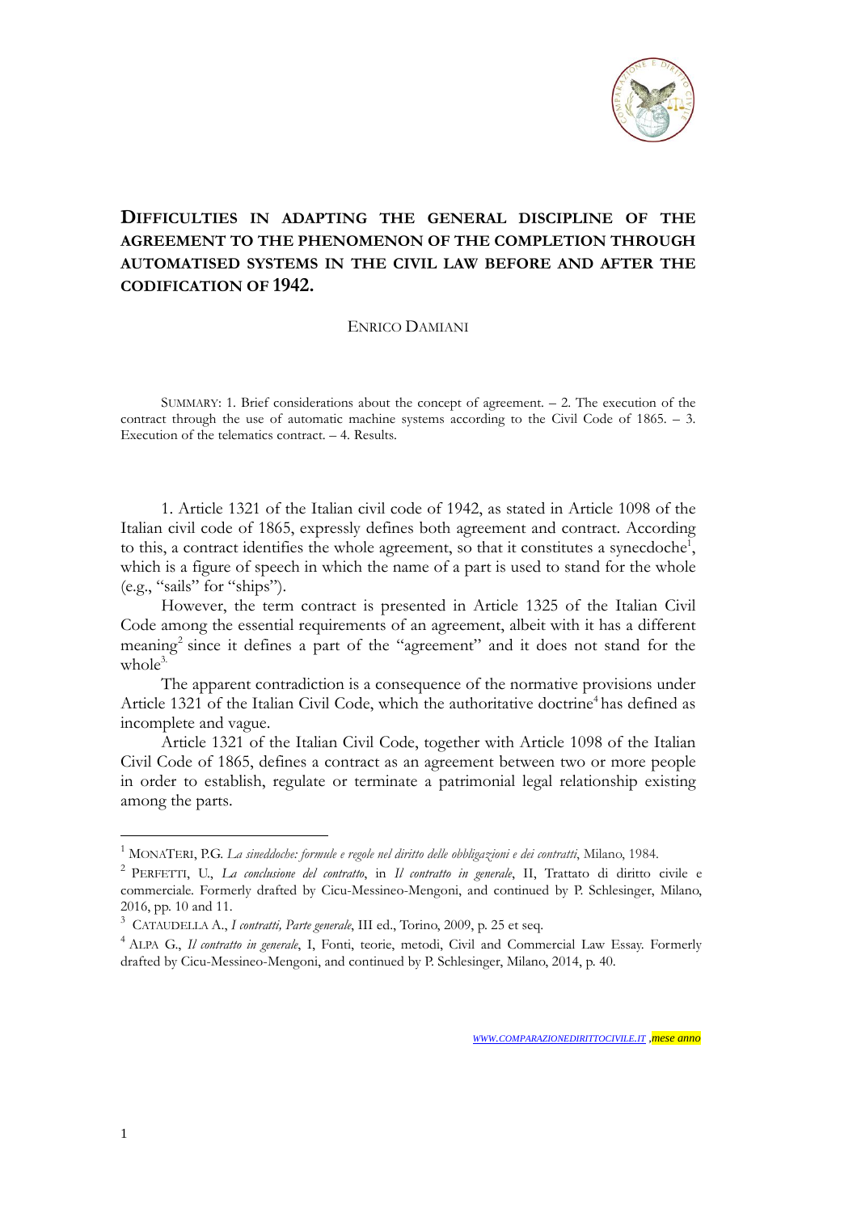# DIFFICULTIES IN ADAPTING THE GENERAL DISCIPLINE OF THE AGREEMENT TO THE PHENOMENON OF THE COMPLETION THROUGH AUTOMATISED SYSTEMS IN THE CIVIL LAW BEFORE AND AFTER THE CODIFICATION OF 1942.

ENRICO DAMIANI

SUMMARY: 1. Brief considerations about the concept of agreement. – 2. The execution of the contract through the use of automatic machine systems according to the Civil Code of 1865. – 3. Execution of the telematics contract. – 4. Results.

1. Article 1321 of the Italian civil code of 1942, as stated in Article 1098 of the Italian civil code of 1865, expressly defines both agreement and contract. According to this, a contract identifies the whole agreement, so that it constitutes a synecdoche[1], which is a figure of speech in which the name of a part is used to stand for the whole (e.g., "sails" for "ships").

However, the term contract is presented in Article 1325 of the Italian Civil Code among the essential requirements of an agreement, albeit with it has a different meaning[2] since it defines a part of the "agreement" and it does not stand for the whole[3].

The apparent contradiction is a consequence of the normative provisions under Article 1321 of the Italian Civil Code, which the authoritative doctrine[4] has defined as incomplete and vague.

Article 1321 of the Italian Civil Code, together with Article 1098 of the Italian Civil Code of 1865, defines a contract as an agreement between two or more people in order to establish, regulate or terminate a patrimonial legal relationship existing among the parts.

---

[1] MONATERI, P.G. *La sineddoche: formule e regole nel diritto delle obbligazioni e dei contratti*, Milano, 1984.

[2] PERFETTI, U., *La conclusione del contratto*, in *Il contratto in generale*, II, Trattato di diritto civile e commerciale. Formerly drafted by Cicu-Messineo-Mengoni, and continued by P. Schlesinger, Milano, 2016, pp. 10 and 11.

[3] CATAUDELLA A., *I contratti, Parte generale*, III ed., Torino, 2009, p. 25 et seq.

[4] ALPA G., *Il contratto in generale*, I, Fonti, teorie, metodi, Civil and Commercial Law Essay. Formerly drafted by Cicu-Messineo-Mengoni, and continued by P. Schlesinger, Milano, 2014, p. 40.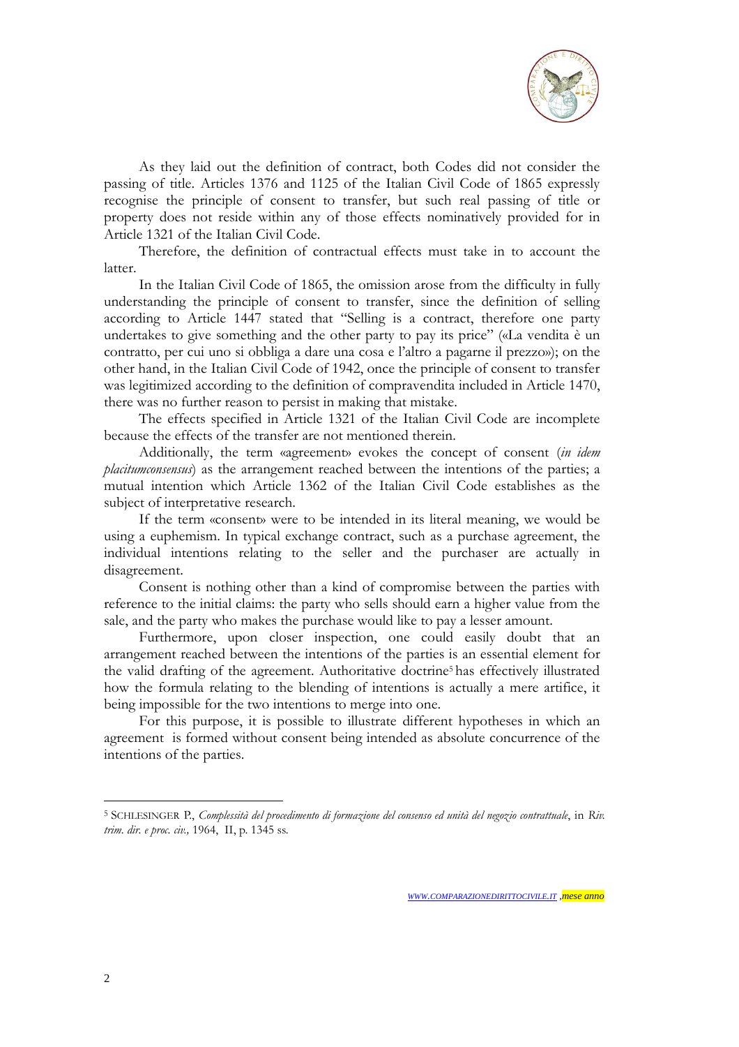As they laid out the definition of contract, both Codes did not consider the passing of title. Articles 1376 and 1125 of the Italian Civil Code of 1865 expressly recognise the principle of consent to transfer, but such real passing of title or property does not reside within any of those effects nominatively provided for in Article 1321 of the Italian Civil Code.

Therefore, the definition of contractual effects must take in to account the latter.

In the Italian Civil Code of 1865, the omission arose from the difficulty in fully understanding the principle of consent to transfer, since the definition of selling according to Article 1447 stated that "Selling is a contract, therefore one party undertakes to give something and the other party to pay its price" («La vendita è un contratto, per cui uno si obbliga a dare una cosa e l'altro a pagarne il prezzo»); on the other hand, in the Italian Civil Code of 1942, once the principle of consent to transfer was legitimized according to the definition of compravendita included in Article 1470, there was no further reason to persist in making that mistake.

The effects specified in Article 1321 of the Italian Civil Code are incomplete because the effects of the transfer are not mentioned therein.

Additionally, the term «agreement» evokes the concept of consent (*in idem placitumconsensus*) as the arrangement reached between the intentions of the parties; a mutual intention which Article 1362 of the Italian Civil Code establishes as the subject of interpretative research.

If the term «consent» were to be intended in its literal meaning, we would be using a euphemism. In typical exchange contract, such as a purchase agreement, the individual intentions relating to the seller and the purchaser are actually in disagreement.

Consent is nothing other than a kind of compromise between the parties with reference to the initial claims: the party who sells should earn a higher value from the sale, and the party who makes the purchase would like to pay a lesser amount.

Furthermore, upon closer inspection, one could easily doubt that an arrangement reached between the intentions of the parties is an essential element for the valid drafting of the agreement. Authoritative doctrine[5] has effectively illustrated how the formula relating to the blending of intentions is actually a mere artifice, it being impossible for the two intentions to merge into one.

For this purpose, it is possible to illustrate different hypotheses in which an agreement is formed without consent being intended as absolute concurrence of the intentions of the parties.

---

[5] SCHLESINGER P., *Complessità del procedimento di formazione del consenso ed unità del negozio contrattuale*, in *Riv. trim. dir. e proc. civ.,* 1964, II, p. 1345 ss.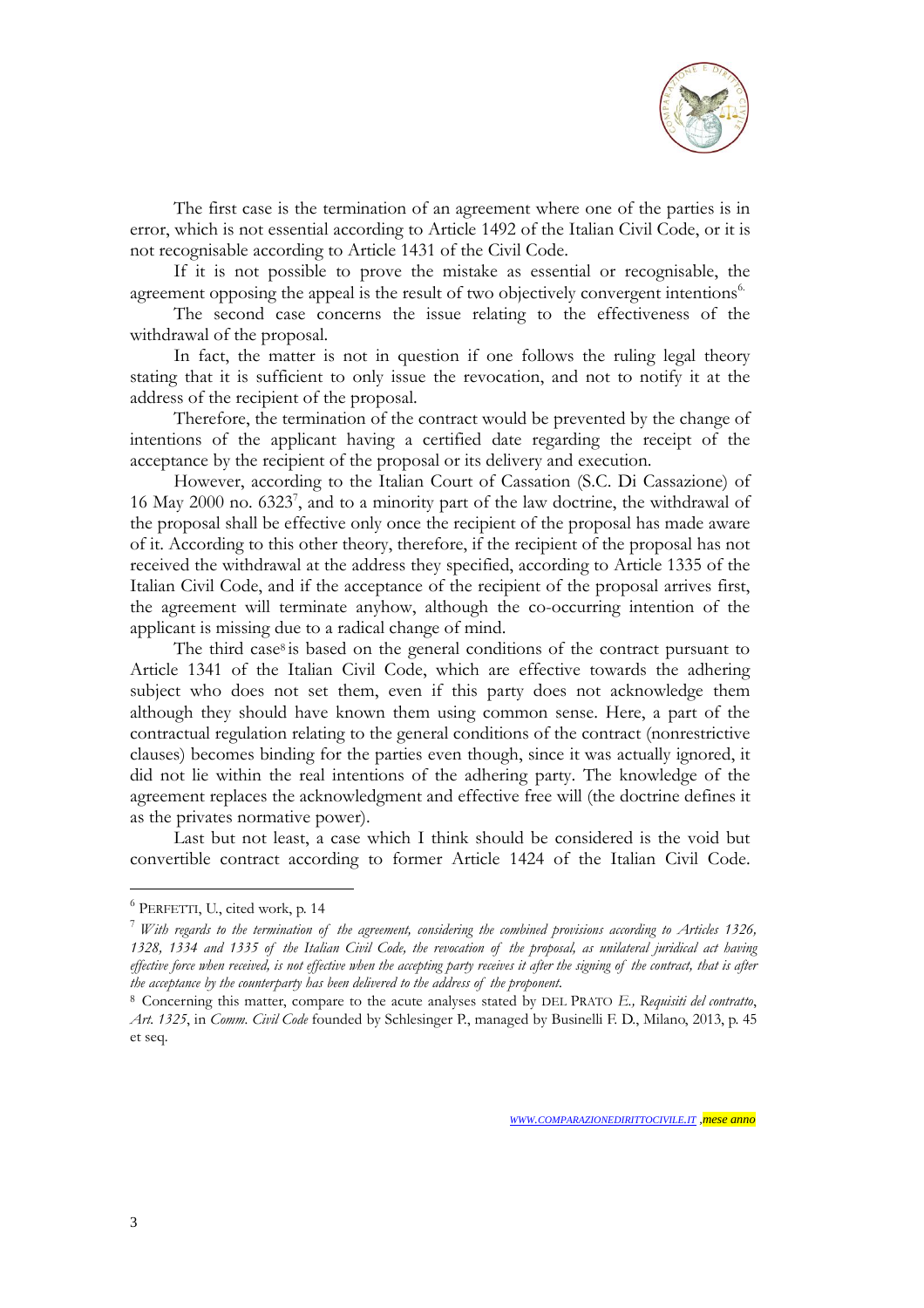The first case is the termination of an agreement where one of the parties is in error, which is not essential according to Article 1492 of the Italian Civil Code, or it is not recognisable according to Article 1431 of the Civil Code.

If it is not possible to prove the mistake as essential or recognisable, the agreement opposing the appeal is the result of two objectively convergent intentions[6].

The second case concerns the issue relating to the effectiveness of the withdrawal of the proposal.

In fact, the matter is not in question if one follows the ruling legal theory stating that it is sufficient to only issue the revocation, and not to notify it at the address of the recipient of the proposal.

Therefore, the termination of the contract would be prevented by the change of intentions of the applicant having a certified date regarding the receipt of the acceptance by the recipient of the proposal or its delivery and execution.

However, according to the Italian Court of Cassation (S.C. Di Cassazione) of 16 May 2000 no. 6323[7], and to a minority part of the law doctrine, the withdrawal of the proposal shall be effective only once the recipient of the proposal has made aware of it. According to this other theory, therefore, if the recipient of the proposal has not received the withdrawal at the address they specified, according to Article 1335 of the Italian Civil Code, and if the acceptance of the recipient of the proposal arrives first, the agreement will terminate anyhow, although the co-occurring intention of the applicant is missing due to a radical change of mind.

The third case[8] is based on the general conditions of the contract pursuant to Article 1341 of the Italian Civil Code, which are effective towards the adhering subject who does not set them, even if this party does not acknowledge them although they should have known them using common sense. Here, a part of the contractual regulation relating to the general conditions of the contract (nonrestrictive clauses) becomes binding for the parties even though, since it was actually ignored, it did not lie within the real intentions of the adhering party. The knowledge of the agreement replaces the acknowledgment and effective free will (the doctrine defines it as the privates normative power).

Last but not least, a case which I think should be considered is the void but convertible contract according to former Article 1424 of the Italian Civil Code.

---

[6] PERFETTI, U., cited work, p. 14

[7] *With regards to the termination of the agreement, considering the combined provisions according to Articles 1326, 1328, 1334 and 1335 of the Italian Civil Code, the revocation of the proposal, as unilateral juridical act having effective force when received, is not effective when the accepting party receives it after the signing of the contract, that is after the acceptance by the counterparty has been delivered to the address of the proponent.*

[8] Concerning this matter, compare to the acute analyses stated by DEL PRATO *E., Requisiti del contratto*, *Art. 1325*, in *Comm. Civil Code* founded by Schlesinger P., managed by Businelli F. D., Milano, 2013, p. 45 et seq.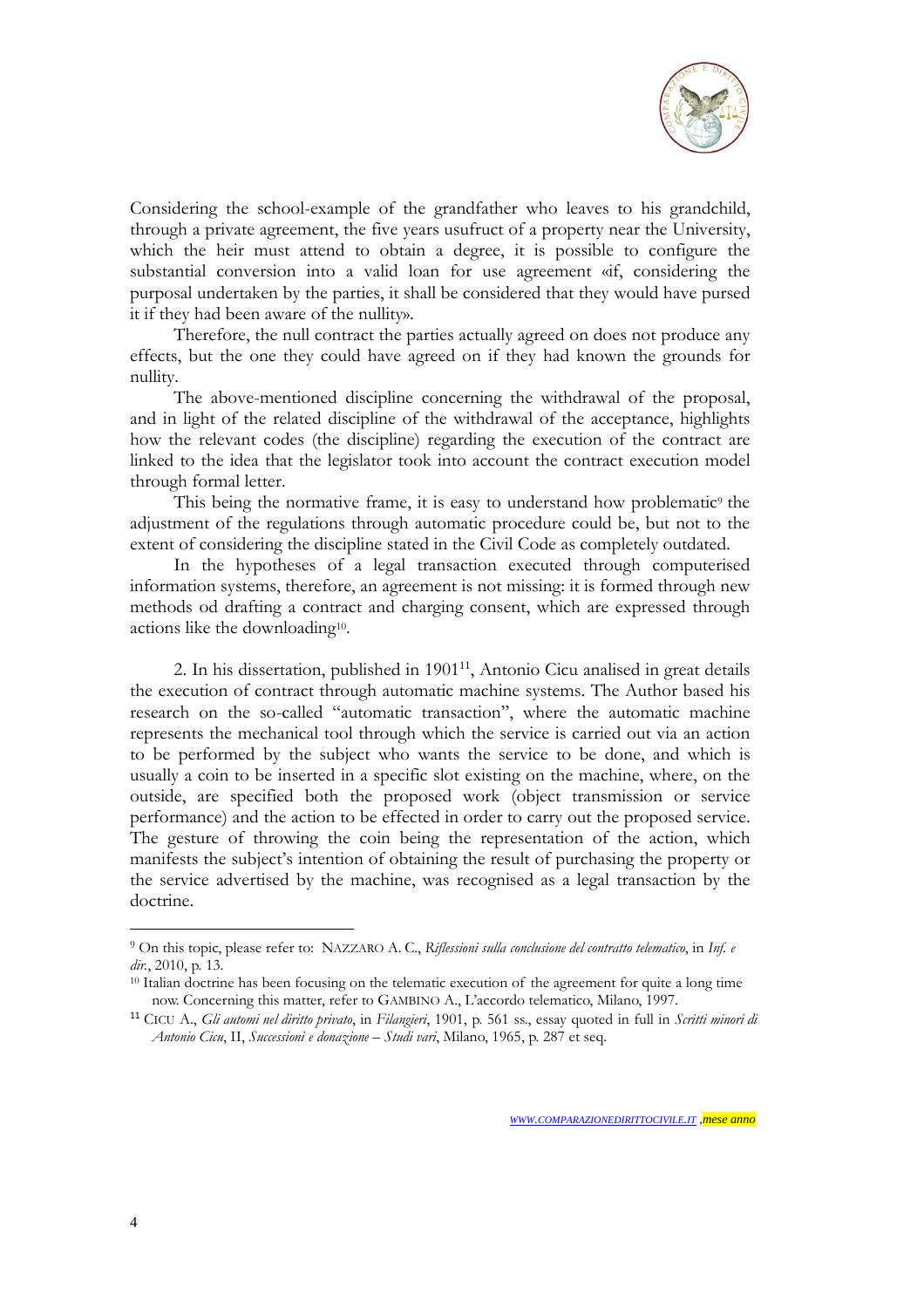Considering the school-example of the grandfather who leaves to his grandchild, through a private agreement, the five years usufruct of a property near the University, which the heir must attend to obtain a degree, it is possible to configure the substantial conversion into a valid loan for use agreement «if, considering the purposal undertaken by the parties, it shall be considered that they would have pursed it if they had been aware of the nullity».

Therefore, the null contract the parties actually agreed on does not produce any effects, but the one they could have agreed on if they had known the grounds for nullity.

The above-mentioned discipline concerning the withdrawal of the proposal, and in light of the related discipline of the withdrawal of the acceptance, highlights how the relevant codes (the discipline) regarding the execution of the contract are linked to the idea that the legislator took into account the contract execution model through formal letter.

This being the normative frame, it is easy to understand how problematic[9] the adjustment of the regulations through automatic procedure could be, but not to the extent of considering the discipline stated in the Civil Code as completely outdated.

In the hypotheses of a legal transaction executed through computerised information systems, therefore, an agreement is not missing: it is formed through new methods od drafting a contract and charging consent, which are expressed through actions like the downloading[10].

2. In his dissertation, published in 1901[11], Antonio Cicu analised in great details the execution of contract through automatic machine systems. The Author based his research on the so-called "automatic transaction", where the automatic machine represents the mechanical tool through which the service is carried out via an action to be performed by the subject who wants the service to be done, and which is usually a coin to be inserted in a specific slot existing on the machine, where, on the outside, are specified both the proposed work (object transmission or service performance) and the action to be effected in order to carry out the proposed service. The gesture of throwing the coin being the representation of the action, which manifests the subject's intention of obtaining the result of purchasing the property or the service advertised by the machine, was recognised as a legal transaction by the doctrine.

---

[9] On this topic, please refer to: NAZZARO A. C., *Riflessioni sulla conclusione del contratto telematico*, in *Inf. e dir.*, 2010, p. 13.

[10] Italian doctrine has been focusing on the telematic execution of the agreement for quite a long time now. Concerning this matter, refer to GAMBINO A., L'accordo telematico, Milano, 1997.

[11] CICU A., *Gli automi nel diritto privato*, in *Filangieri*, 1901, p. 561 ss., essay quoted in full in *Scritti minori di Antonio Cicu*, II, *Successioni e donazione – Studi vari*, Milano, 1965, p. 287 et seq.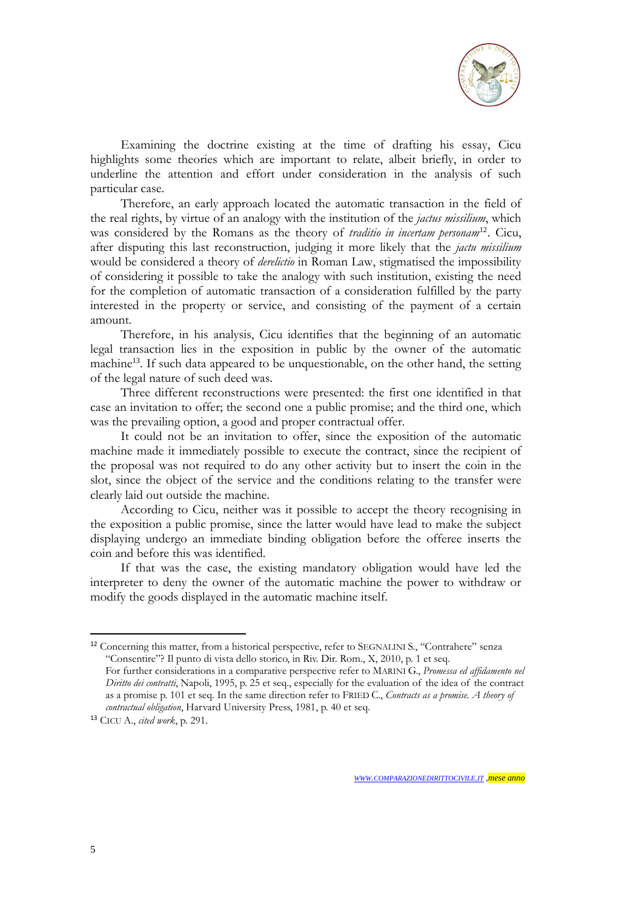Examining the doctrine existing at the time of drafting his essay, Cicu highlights some theories which are important to relate, albeit briefly, in order to underline the attention and effort under consideration in the analysis of such particular case.

Therefore, an early approach located the automatic transaction in the field of the real rights, by virtue of an analogy with the institution of the *jactus missilium*, which was considered by the Romans as the theory of *traditio in incertam personam*[12]. Cicu, after disputing this last reconstruction, judging it more likely that the *jactu missilium* would be considered a theory of *derelictio* in Roman Law, stigmatised the impossibility of considering it possible to take the analogy with such institution, existing the need for the completion of automatic transaction of a consideration fulfilled by the party interested in the property or service, and consisting of the payment of a certain amount.

Therefore, in his analysis, Cicu identifies that the beginning of an automatic legal transaction lies in the exposition in public by the owner of the automatic machine[13]. If such data appeared to be unquestionable, on the other hand, the setting of the legal nature of such deed was.

Three different reconstructions were presented: the first one identified in that case an invitation to offer; the second one a public promise; and the third one, which was the prevailing option, a good and proper contractual offer.

It could not be an invitation to offer, since the exposition of the automatic machine made it immediately possible to execute the contract, since the recipient of the proposal was not required to do any other activity but to insert the coin in the slot, since the object of the service and the conditions relating to the transfer were clearly laid out outside the machine.

According to Cicu, neither was it possible to accept the theory recognising in the exposition a public promise, since the latter would have lead to make the subject displaying undergo an immediate binding obligation before the offeree inserts the coin and before this was identified.

If that was the case, the existing mandatory obligation would have led the interpreter to deny the owner of the automatic machine the power to withdraw or modify the goods displayed in the automatic machine itself.

---

[12] Concerning this matter, from a historical perspective, refer to SEGNALINI S., "Contrahere" senza "Consentire"? Il punto di vista dello storico, in Riv. Dir. Rom., X, 2010, p. 1 et seq.
For further considerations in a comparative perspective refer to MARINI G., *Promessa ed affidamento nel Diritto dei contratti*, Napoli, 1995, p. 25 et seq., especially for the evaluation of the idea of the contract as a promise p. 101 et seq. In the same direction refer to FRIED C., *Contracts as a promise. A theory of contractual obligation*, Harvard University Press, 1981, p. 40 et seq.

[13] CICU A., *cited work*, p. 291.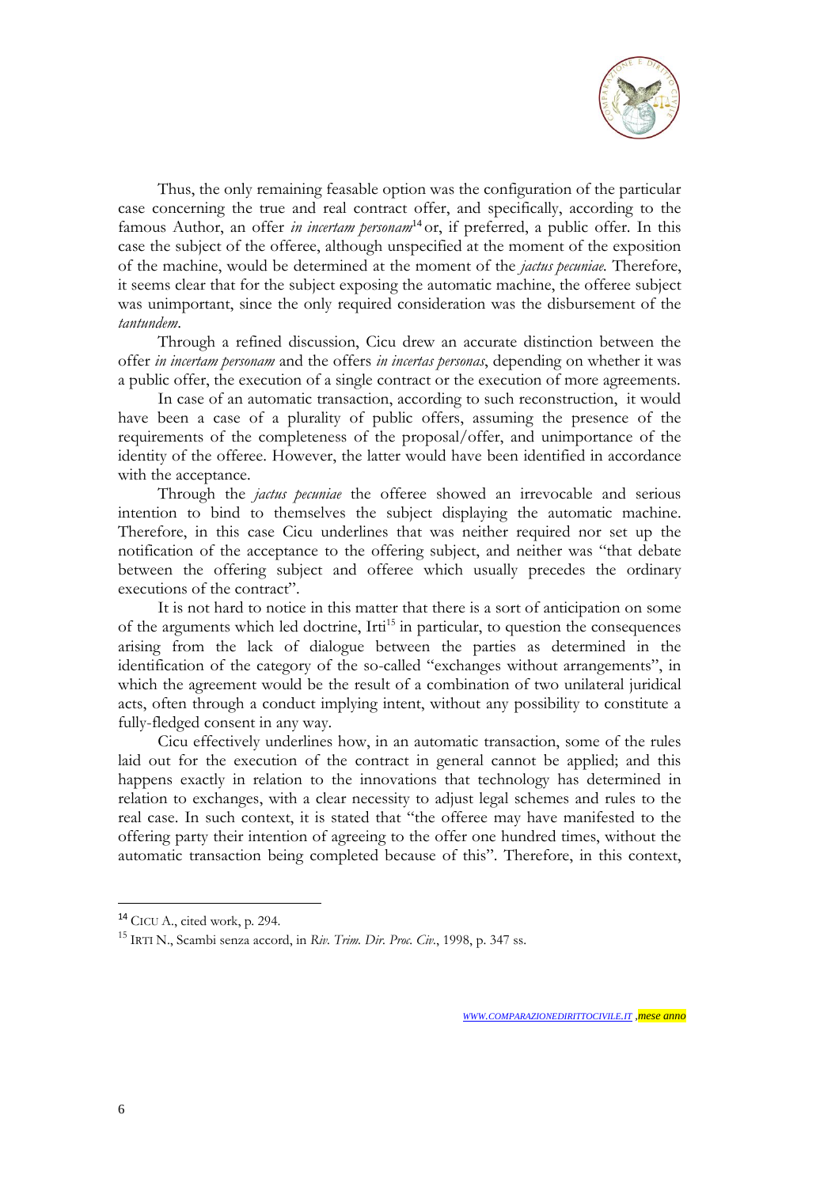Thus, the only remaining feasable option was the configuration of the particular case concerning the true and real contract offer, and specifically, according to the famous Author, an offer *in incertam personam*[14] or, if preferred, a public offer. In this case the subject of the offeree, although unspecified at the moment of the exposition of the machine, would be determined at the moment of the *jactus pecuniae.* Therefore, it seems clear that for the subject exposing the automatic machine, the offeree subject was unimportant, since the only required consideration was the disbursement of the *tantundem*.

Through a refined discussion, Cicu drew an accurate distinction between the offer *in incertam personam* and the offers *in incertas personas*, depending on whether it was a public offer, the execution of a single contract or the execution of more agreements.

In case of an automatic transaction, according to such reconstruction, it would have been a case of a plurality of public offers, assuming the presence of the requirements of the completeness of the proposal/offer, and unimportance of the identity of the offeree. However, the latter would have been identified in accordance with the acceptance.

Through the *jactus pecuniae* the offeree showed an irrevocable and serious intention to bind to themselves the subject displaying the automatic machine. Therefore, in this case Cicu underlines that was neither required nor set up the notification of the acceptance to the offering subject, and neither was "that debate between the offering subject and offeree which usually precedes the ordinary executions of the contract".

It is not hard to notice in this matter that there is a sort of anticipation on some of the arguments which led doctrine, Irti[15] in particular, to question the consequences arising from the lack of dialogue between the parties as determined in the identification of the category of the so-called "exchanges without arrangements", in which the agreement would be the result of a combination of two unilateral juridical acts, often through a conduct implying intent, without any possibility to constitute a fully-fledged consent in any way.

Cicu effectively underlines how, in an automatic transaction, some of the rules laid out for the execution of the contract in general cannot be applied; and this happens exactly in relation to the innovations that technology has determined in relation to exchanges, with a clear necessity to adjust legal schemes and rules to the real case. In such context, it is stated that "the offeree may have manifested to the offering party their intention of agreeing to the offer one hundred times, without the automatic transaction being completed because of this". Therefore, in this context,

---

[14] CICU A., cited work, p. 294.

[15] IRTI N., Scambi senza accord, in *Riv. Trim. Dir. Proc. Civ.*, 1998, p. 347 ss.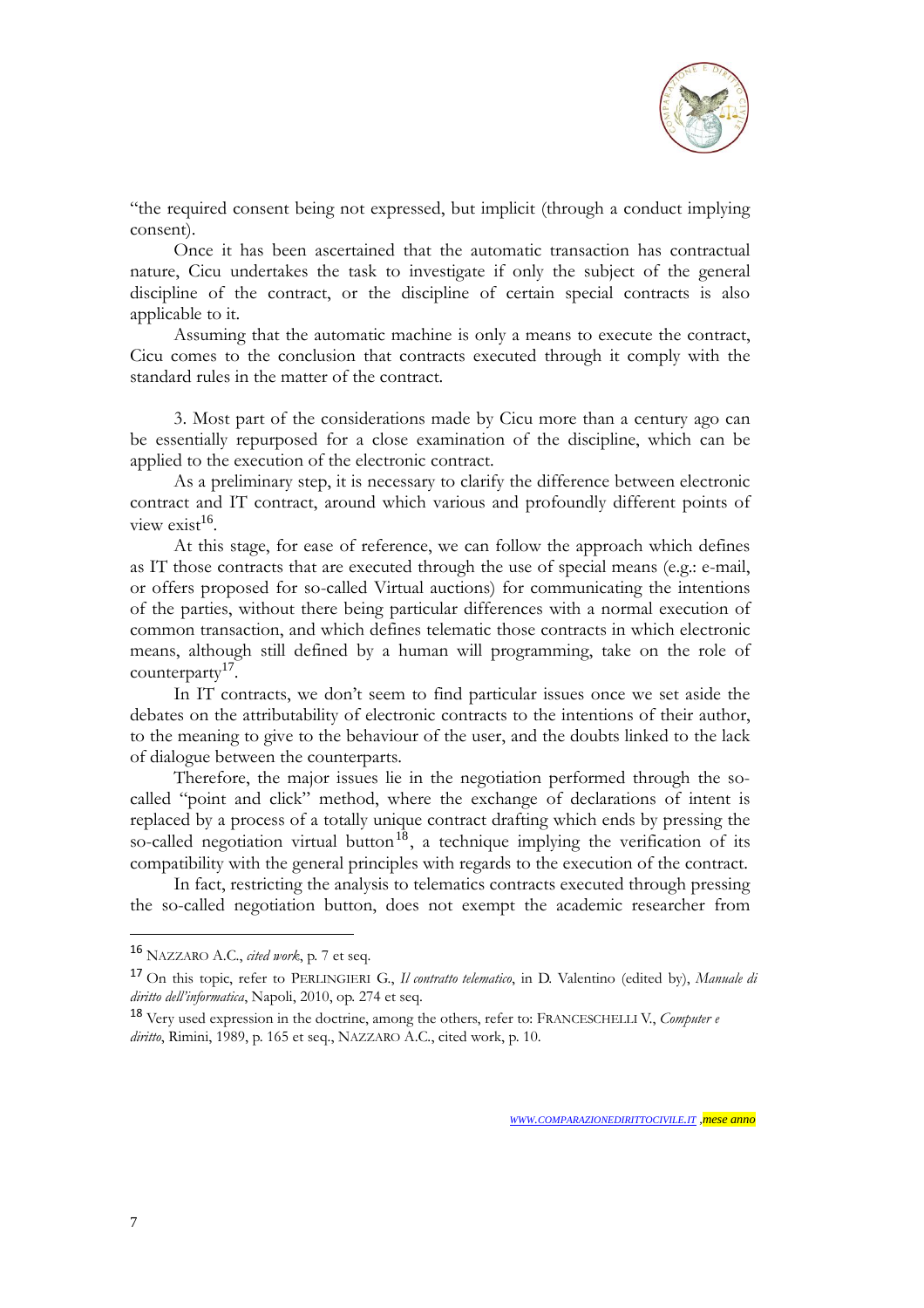"the required consent being not expressed, but implicit (through a conduct implying consent).

Once it has been ascertained that the automatic transaction has contractual nature, Cicu undertakes the task to investigate if only the subject of the general discipline of the contract, or the discipline of certain special contracts is also applicable to it.

Assuming that the automatic machine is only a means to execute the contract, Cicu comes to the conclusion that contracts executed through it comply with the standard rules in the matter of the contract.

3. Most part of the considerations made by Cicu more than a century ago can be essentially repurposed for a close examination of the discipline, which can be applied to the execution of the electronic contract.

As a preliminary step, it is necessary to clarify the difference between electronic contract and IT contract, around which various and profoundly different points of view exist[16].

At this stage, for ease of reference, we can follow the approach which defines as IT those contracts that are executed through the use of special means (e.g.: e-mail, or offers proposed for so-called Virtual auctions) for communicating the intentions of the parties, without there being particular differences with a normal execution of common transaction, and which defines telematic those contracts in which electronic means, although still defined by a human will programming, take on the role of counterparty[17].

In IT contracts, we don't seem to find particular issues once we set aside the debates on the attributability of electronic contracts to the intentions of their author, to the meaning to give to the behaviour of the user, and the doubts linked to the lack of dialogue between the counterparts.

Therefore, the major issues lie in the negotiation performed through the so-called "point and click" method, where the exchange of declarations of intent is replaced by a process of a totally unique contract drafting which ends by pressing the so-called negotiation virtual button[18], a technique implying the verification of its compatibility with the general principles with regards to the execution of the contract.

In fact, restricting the analysis to telematics contracts executed through pressing the so-called negotiation button, does not exempt the academic researcher from

---

[16] NAZZARO A.C., *cited work*, p. 7 et seq.

[17] On this topic, refer to PERLINGIERI G., *Il contratto telematico*, in D. Valentino (edited by), *Manuale di diritto dell'informatica*, Napoli, 2010, op. 274 et seq.

[18] Very used expression in the doctrine, among the others, refer to: FRANCESCHELLI V., *Computer e diritto*, Rimini, 1989, p. 165 et seq., NAZZARO A.C., cited work, p. 10.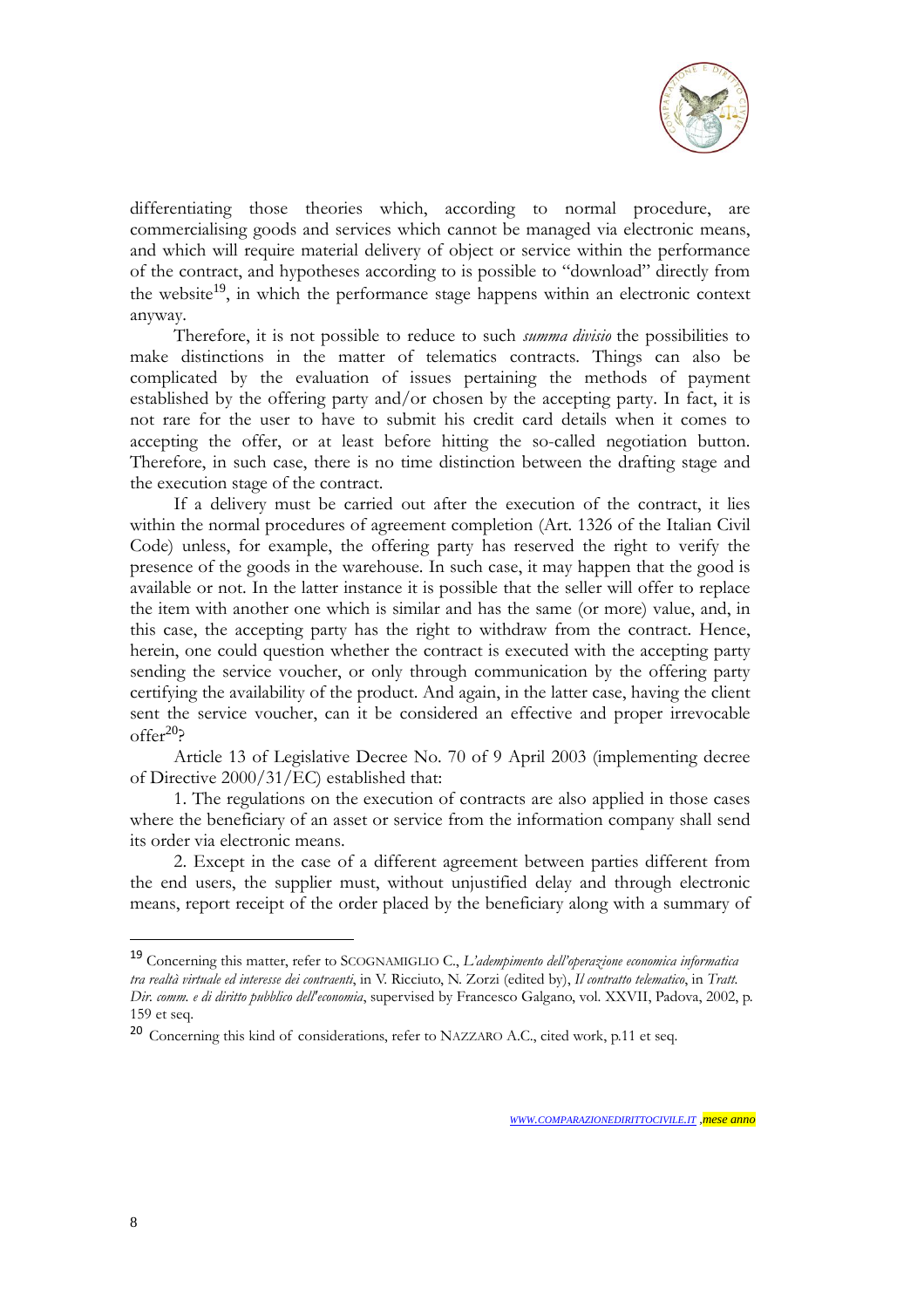differentiating those theories which, according to normal procedure, are commercialising goods and services which cannot be managed via electronic means, and which will require material delivery of object or service within the performance of the contract, and hypotheses according to is possible to "download" directly from the website[19], in which the performance stage happens within an electronic context anyway.

Therefore, it is not possible to reduce to such *summa divisio* the possibilities to make distinctions in the matter of telematics contracts. Things can also be complicated by the evaluation of issues pertaining the methods of payment established by the offering party and/or chosen by the accepting party. In fact, it is not rare for the user to have to submit his credit card details when it comes to accepting the offer, or at least before hitting the so-called negotiation button. Therefore, in such case, there is no time distinction between the drafting stage and the execution stage of the contract.

If a delivery must be carried out after the execution of the contract, it lies within the normal procedures of agreement completion (Art. 1326 of the Italian Civil Code) unless, for example, the offering party has reserved the right to verify the presence of the goods in the warehouse. In such case, it may happen that the good is available or not. In the latter instance it is possible that the seller will offer to replace the item with another one which is similar and has the same (or more) value, and, in this case, the accepting party has the right to withdraw from the contract. Hence, herein, one could question whether the contract is executed with the accepting party sending the service voucher, or only through communication by the offering party certifying the availability of the product. And again, in the latter case, having the client sent the service voucher, can it be considered an effective and proper irrevocable offer[20]?

Article 13 of Legislative Decree No. 70 of 9 April 2003 (implementing decree of Directive 2000/31/EC) established that:

1. The regulations on the execution of contracts are also applied in those cases where the beneficiary of an asset or service from the information company shall send its order via electronic means.

2. Except in the case of a different agreement between parties different from the end users, the supplier must, without unjustified delay and through electronic means, report receipt of the order placed by the beneficiary along with a summary of

---

[19] Concerning this matter, refer to SCOGNAMIGLIO C., *L'adempimento dell'operazione economica informatica tra realtà virtuale ed interesse dei contraenti*, in V. Ricciuto, N. Zorzi (edited by), *Il contratto telematico*, in *Tratt. Dir. comm. e di diritto pubblico dell'economia*, supervised by Francesco Galgano, vol. XXVII, Padova, 2002, p. 159 et seq.

[20] Concerning this kind of considerations, refer to NAZZARO A.C., cited work, p.11 et seq.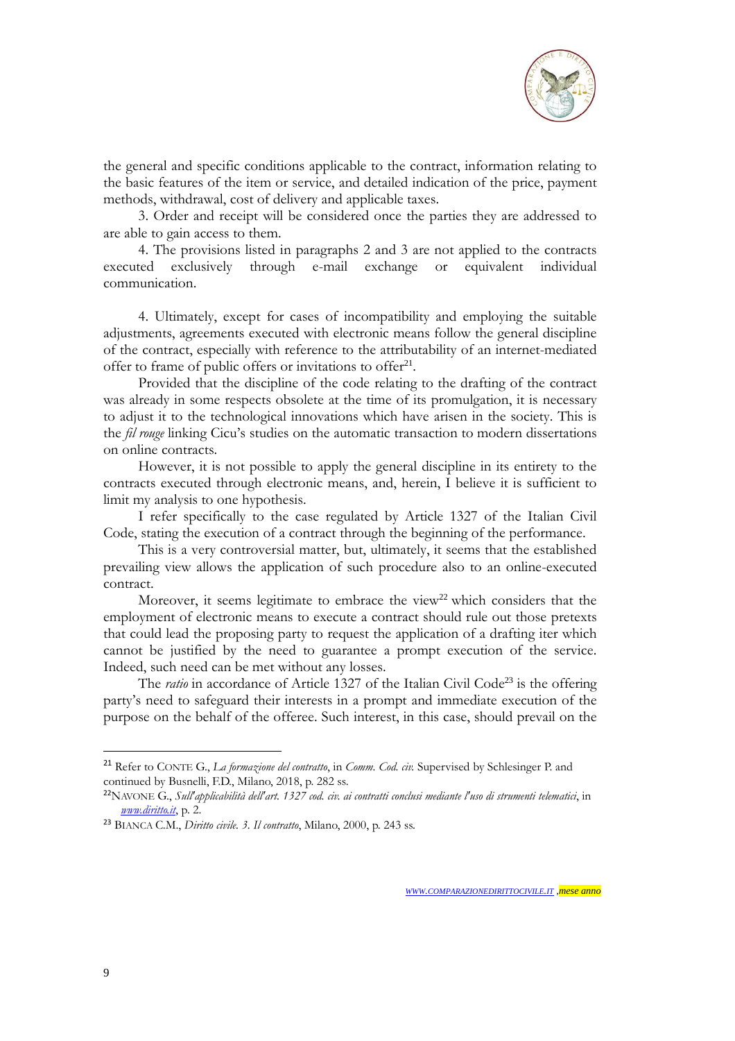the general and specific conditions applicable to the contract, information relating to the basic features of the item or service, and detailed indication of the price, payment methods, withdrawal, cost of delivery and applicable taxes.

3. Order and receipt will be considered once the parties they are addressed to are able to gain access to them.

4. The provisions listed in paragraphs 2 and 3 are not applied to the contracts executed exclusively through e-mail exchange or equivalent individual communication.

4. Ultimately, except for cases of incompatibility and employing the suitable adjustments, agreements executed with electronic means follow the general discipline of the contract, especially with reference to the attributability of an internet-mediated offer to frame of public offers or invitations to offer[21].

Provided that the discipline of the code relating to the drafting of the contract was already in some respects obsolete at the time of its promulgation, it is necessary to adjust it to the technological innovations which have arisen in the society. This is the *fil rouge* linking Cicu's studies on the automatic transaction to modern dissertations on online contracts.

However, it is not possible to apply the general discipline in its entirety to the contracts executed through electronic means, and, herein, I believe it is sufficient to limit my analysis to one hypothesis.

I refer specifically to the case regulated by Article 1327 of the Italian Civil Code, stating the execution of a contract through the beginning of the performance.

This is a very controversial matter, but, ultimately, it seems that the established prevailing view allows the application of such procedure also to an online-executed contract.

Moreover, it seems legitimate to embrace the view[22] which considers that the employment of electronic means to execute a contract should rule out those pretexts that could lead the proposing party to request the application of a drafting iter which cannot be justified by the need to guarantee a prompt execution of the service. Indeed, such need can be met without any losses.

The *ratio* in accordance of Article 1327 of the Italian Civil Code[23] is the offering party's need to safeguard their interests in a prompt and immediate execution of the purpose on the behalf of the offeree. Such interest, in this case, should prevail on the

---

[21] Refer to CONTE G., *La formazione del contratto*, in *Comm. Cod. civ.* Supervised by Schlesinger P. and continued by Busnelli, F.D., Milano, 2018, p. 282 ss.

[22] NAVONE G., *Sull'applicabilità dell'art. 1327 cod. civ. ai contratti conclusi mediante l'uso di strumenti telematici*, in *www.diritto.it*, p. 2.

[23] BIANCA C.M., *Diritto civile. 3. Il contratto*, Milano, 2000, p. 243 ss.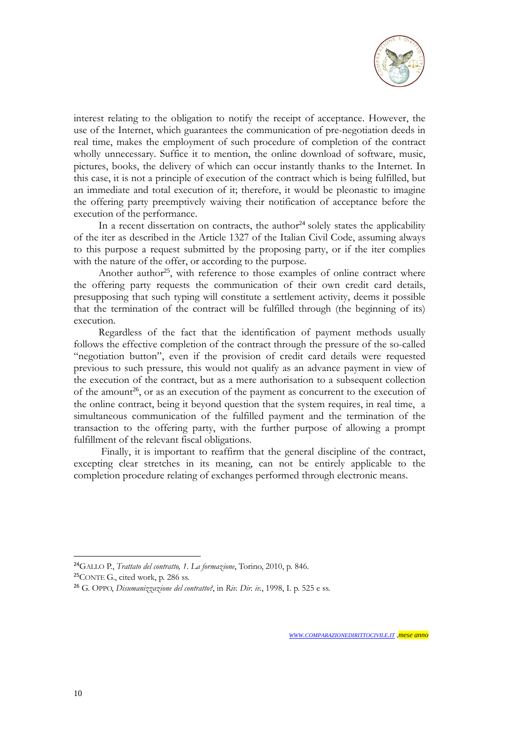interest relating to the obligation to notify the receipt of acceptance. However, the use of the Internet, which guarantees the communication of pre-negotiation deeds in real time, makes the employment of such procedure of completion of the contract wholly unnecessary. Suffice it to mention, the online download of software, music, pictures, books, the delivery of which can occur instantly thanks to the Internet. In this case, it is not a principle of execution of the contract which is being fulfilled, but an immediate and total execution of it; therefore, it would be pleonastic to imagine the offering party preemptively waiving their notification of acceptance before the execution of the performance.

In a recent dissertation on contracts, the author[24] solely states the applicability of the iter as described in the Article 1327 of the Italian Civil Code, assuming always to this purpose a request submitted by the proposing party, or if the iter complies with the nature of the offer, or according to the purpose.

Another author[25], with reference to those examples of online contract where the offering party requests the communication of their own credit card details, presupposing that such typing will constitute a settlement activity, deems it possible that the termination of the contract will be fulfilled through (the beginning of its) execution.

Regardless of the fact that the identification of payment methods usually follows the effective completion of the contract through the pressure of the so-called "negotiation button", even if the provision of credit card details were requested previous to such pressure, this would not qualify as an advance payment in view of the execution of the contract, but as a mere authorisation to a subsequent collection of the amount[26], or as an execution of the payment as concurrent to the execution of the online contract, being it beyond question that the system requires, in real time, a simultaneous communication of the fulfilled payment and the termination of the transaction to the offering party, with the further purpose of allowing a prompt fulfillment of the relevant fiscal obligations.

Finally, it is important to reaffirm that the general discipline of the contract, excepting clear stretches in its meaning, can not be entirely applicable to the completion procedure relating of exchanges performed through electronic means.

---

[24] GALLO P., *Trattato del contratto, 1. La formazione*, Torino, 2010, p. 846.

[25] CONTE G., cited work, p. 286 ss.

[26] G. OPPO, *Disumanizzazione del contratto?*, in *Riv. Dir. iv.*, 1998, I. p. 525 e ss.